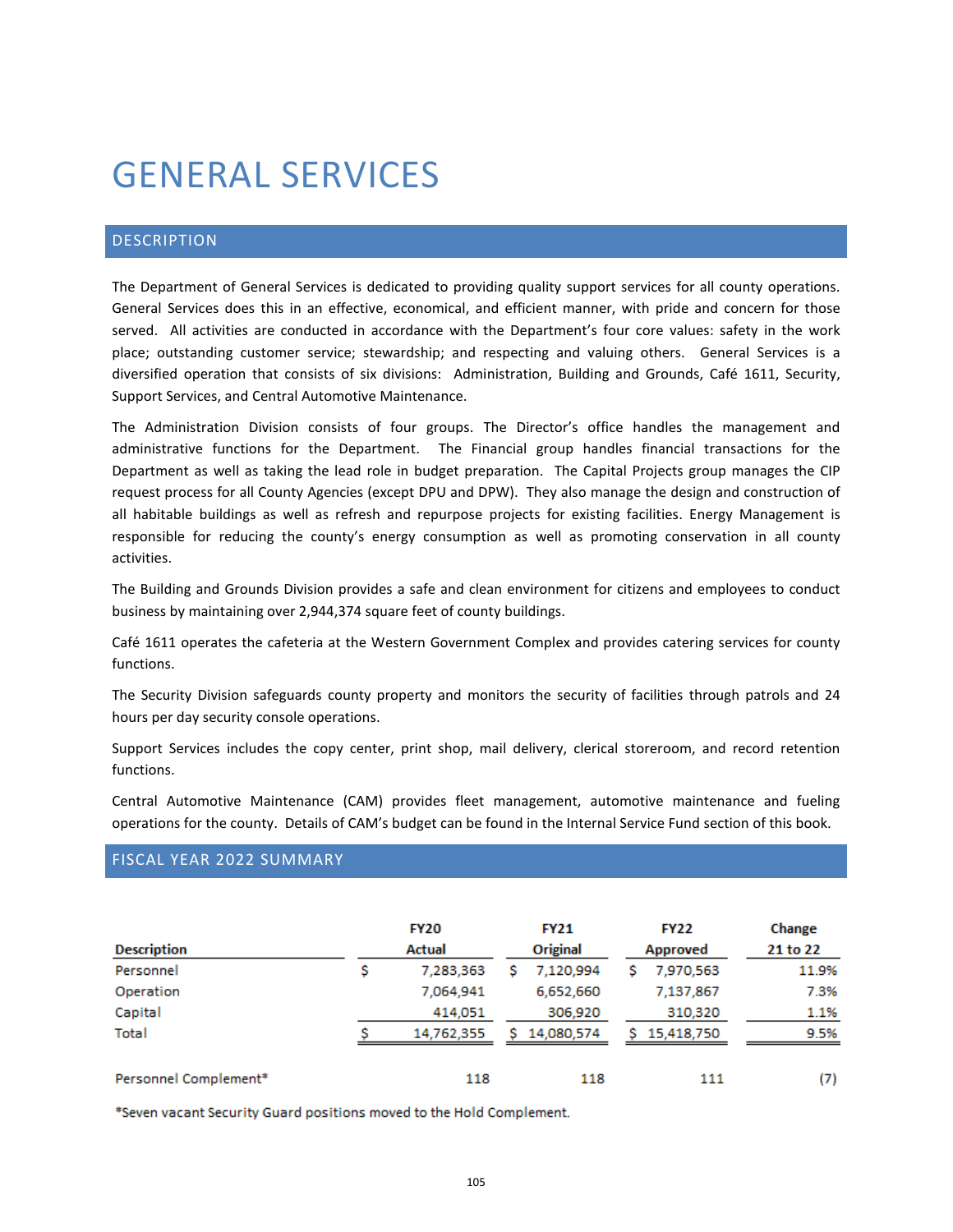# GENERAL SERVICES

## DESCRIPTION

The Department of General Services is dedicated to providing quality support services for all county operations. General Services does this in an effective, economical, and efficient manner, with pride and concern for those served. All activities are conducted in accordance with the Department's four core values: safety in the work place; outstanding customer service; stewardship; and respecting and valuing others. General Services is a diversified operation that consists of six divisions: Administration, Building and Grounds, Café 1611, Security, Support Services, and Central Automotive Maintenance.

The Administration Division consists of four groups. The Director's office handles the management and administrative functions for the Department. The Financial group handles financial transactions for the Department as well as taking the lead role in budget preparation. The Capital Projects group manages the CIP request process for all County Agencies (except DPU and DPW). They also manage the design and construction of all habitable buildings as well as refresh and repurpose projects for existing facilities. Energy Management is responsible for reducing the county's energy consumption as well as promoting conservation in all county activities.

The Building and Grounds Division provides a safe and clean environment for citizens and employees to conduct business by maintaining over 2,944,374 square feet of county buildings.

Café 1611 operates the cafeteria at the Western Government Complex and provides catering services for county functions.

The Security Division safeguards county property and monitors the security of facilities through patrols and 24 hours per day security console operations.

Support Services includes the copy center, print shop, mail delivery, clerical storeroom, and record retention functions.

Central Automotive Maintenance (CAM) provides fleet management, automotive maintenance and fueling operations for the county. Details of CAM's budget can be found in the Internal Service Fund section of this book.

## FISCAL YEAR 2022 SUMMARY

| Description | FY20 Actual | FY21 Original | FY22 Approved | Change 21 to 22 |
|---|---|---|---|---|
| Personnel | $ 7,283,363 | $ 7,120,994 | $ 7,970,563 | 11.9% |
| Operation | 7,064,941 | 6,652,660 | 7,137,867 | 7.3% |
| Capital | 414,051 | 306,920 | 310,320 | 1.1% |
| Total | $ 14,762,355 | $ 14,080,574 | $ 15,418,750 | 9.5% |
| | | | | |
| Personnel Complement* | 118 | 118 | 111 | (7) |

*Seven vacant Security Guard positions moved to the Hold Complement.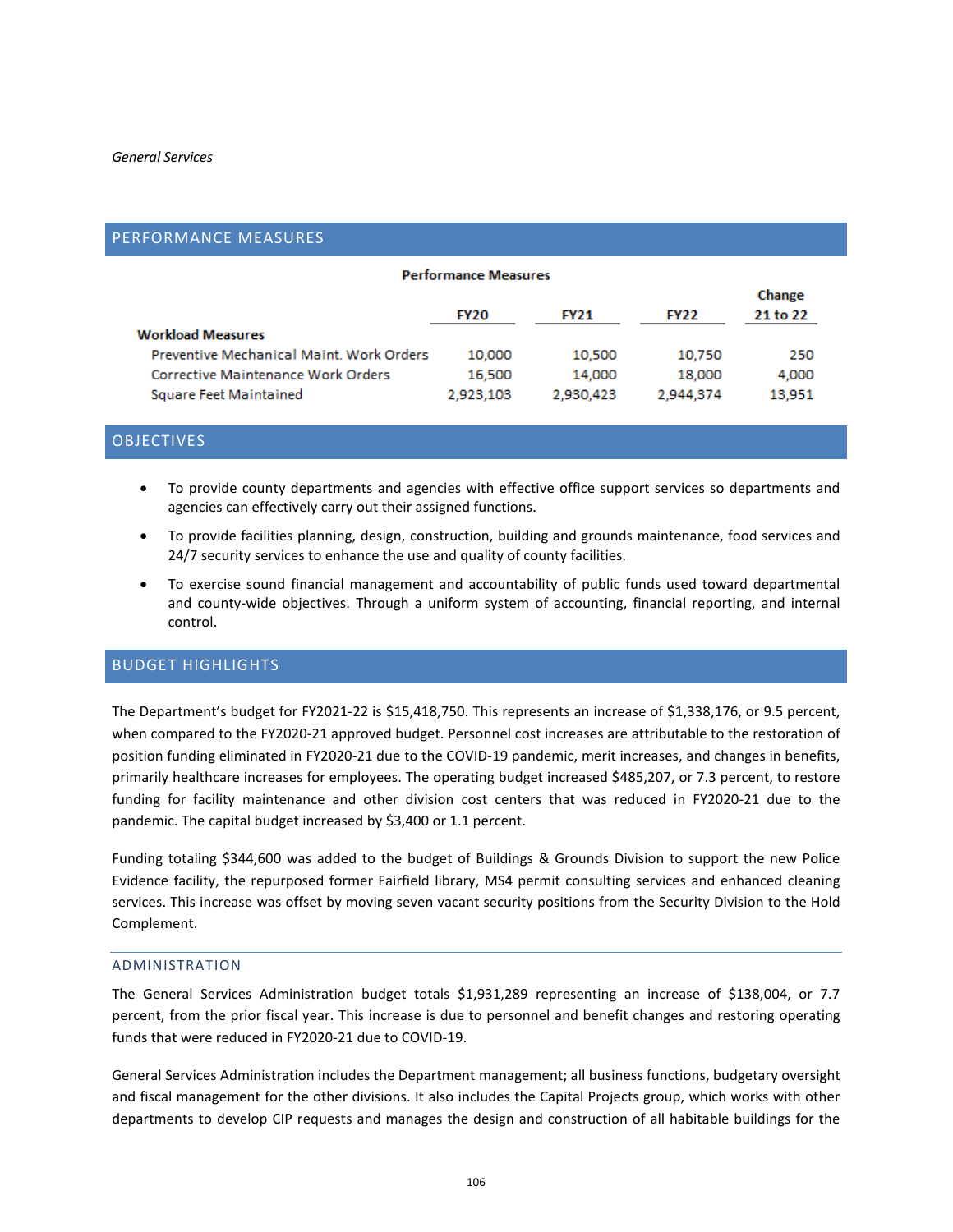## PERFORMANCE MEASURES

**Performance Measures**

| | FY20 | FY21 | FY22 | Change 21 to 22 |
|---|---|---|---|---|
| **Workload Measures** | | | | |
| Preventive Mechanical Maint. Work Orders | 10,000 | 10,500 | 10,750 | 250 |
| Corrective Maintenance Work Orders | 16,500 | 14,000 | 18,000 | 4,000 |
| Square Feet Maintained | 2,923,103 | 2,930,423 | 2,944,374 | 13,951 |

## OBJECTIVES

- To provide county departments and agencies with effective office support services so departments and agencies can effectively carry out their assigned functions.
- To provide facilities planning, design, construction, building and grounds maintenance, food services and 24/7 security services to enhance the use and quality of county facilities.
- To exercise sound financial management and accountability of public funds used toward departmental and county-wide objectives. Through a uniform system of accounting, financial reporting, and internal control.

## BUDGET HIGHLIGHTS

The Department's budget for FY2021-22 is $15,418,750. This represents an increase of $1,338,176, or 9.5 percent, when compared to the FY2020-21 approved budget. Personnel cost increases are attributable to the restoration of position funding eliminated in FY2020-21 due to the COVID-19 pandemic, merit increases, and changes in benefits, primarily healthcare increases for employees. The operating budget increased $485,207, or 7.3 percent, to restore funding for facility maintenance and other division cost centers that was reduced in FY2020-21 due to the pandemic. The capital budget increased by $3,400 or 1.1 percent.

Funding totaling $344,600 was added to the budget of Buildings & Grounds Division to support the new Police Evidence facility, the repurposed former Fairfield library, MS4 permit consulting services and enhanced cleaning services. This increase was offset by moving seven vacant security positions from the Security Division to the Hold Complement.

### ADMINISTRATION

The General Services Administration budget totals $1,931,289 representing an increase of $138,004, or 7.7 percent, from the prior fiscal year. This increase is due to personnel and benefit changes and restoring operating funds that were reduced in FY2020-21 due to COVID-19.

General Services Administration includes the Department management; all business functions, budgetary oversight and fiscal management for the other divisions. It also includes the Capital Projects group, which works with other departments to develop CIP requests and manages the design and construction of all habitable buildings for the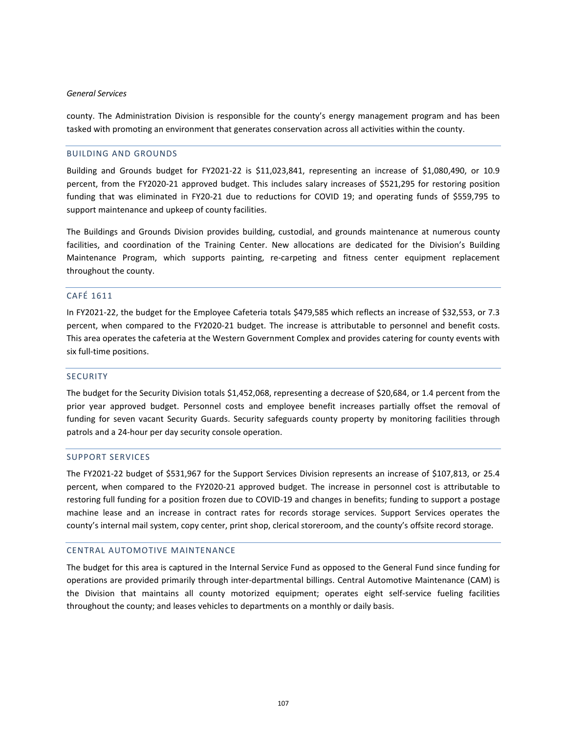county. The Administration Division is responsible for the county's energy management program and has been tasked with promoting an environment that generates conservation across all activities within the county.

## BUILDING AND GROUNDS

Building and Grounds budget for FY2021-22 is $11,023,841, representing an increase of $1,080,490, or 10.9 percent, from the FY2020-21 approved budget. This includes salary increases of $521,295 for restoring position funding that was eliminated in FY20-21 due to reductions for COVID 19; and operating funds of $559,795 to support maintenance and upkeep of county facilities.

The Buildings and Grounds Division provides building, custodial, and grounds maintenance at numerous county facilities, and coordination of the Training Center. New allocations are dedicated for the Division's Building Maintenance Program, which supports painting, re-carpeting and fitness center equipment replacement throughout the county.

## CAFÉ 1611

In FY2021-22, the budget for the Employee Cafeteria totals $479,585 which reflects an increase of $32,553, or 7.3 percent, when compared to the FY2020-21 budget. The increase is attributable to personnel and benefit costs. This area operates the cafeteria at the Western Government Complex and provides catering for county events with six full-time positions.

## SECURITY

The budget for the Security Division totals $1,452,068, representing a decrease of $20,684, or 1.4 percent from the prior year approved budget. Personnel costs and employee benefit increases partially offset the removal of funding for seven vacant Security Guards. Security safeguards county property by monitoring facilities through patrols and a 24-hour per day security console operation.

## SUPPORT SERVICES

The FY2021-22 budget of $531,967 for the Support Services Division represents an increase of $107,813, or 25.4 percent, when compared to the FY2020-21 approved budget. The increase in personnel cost is attributable to restoring full funding for a position frozen due to COVID-19 and changes in benefits; funding to support a postage machine lease and an increase in contract rates for records storage services. Support Services operates the county's internal mail system, copy center, print shop, clerical storeroom, and the county's offsite record storage.

## CENTRAL AUTOMOTIVE MAINTENANCE

The budget for this area is captured in the Internal Service Fund as opposed to the General Fund since funding for operations are provided primarily through inter-departmental billings. Central Automotive Maintenance (CAM) is the Division that maintains all county motorized equipment; operates eight self-service fueling facilities throughout the county; and leases vehicles to departments on a monthly or daily basis.